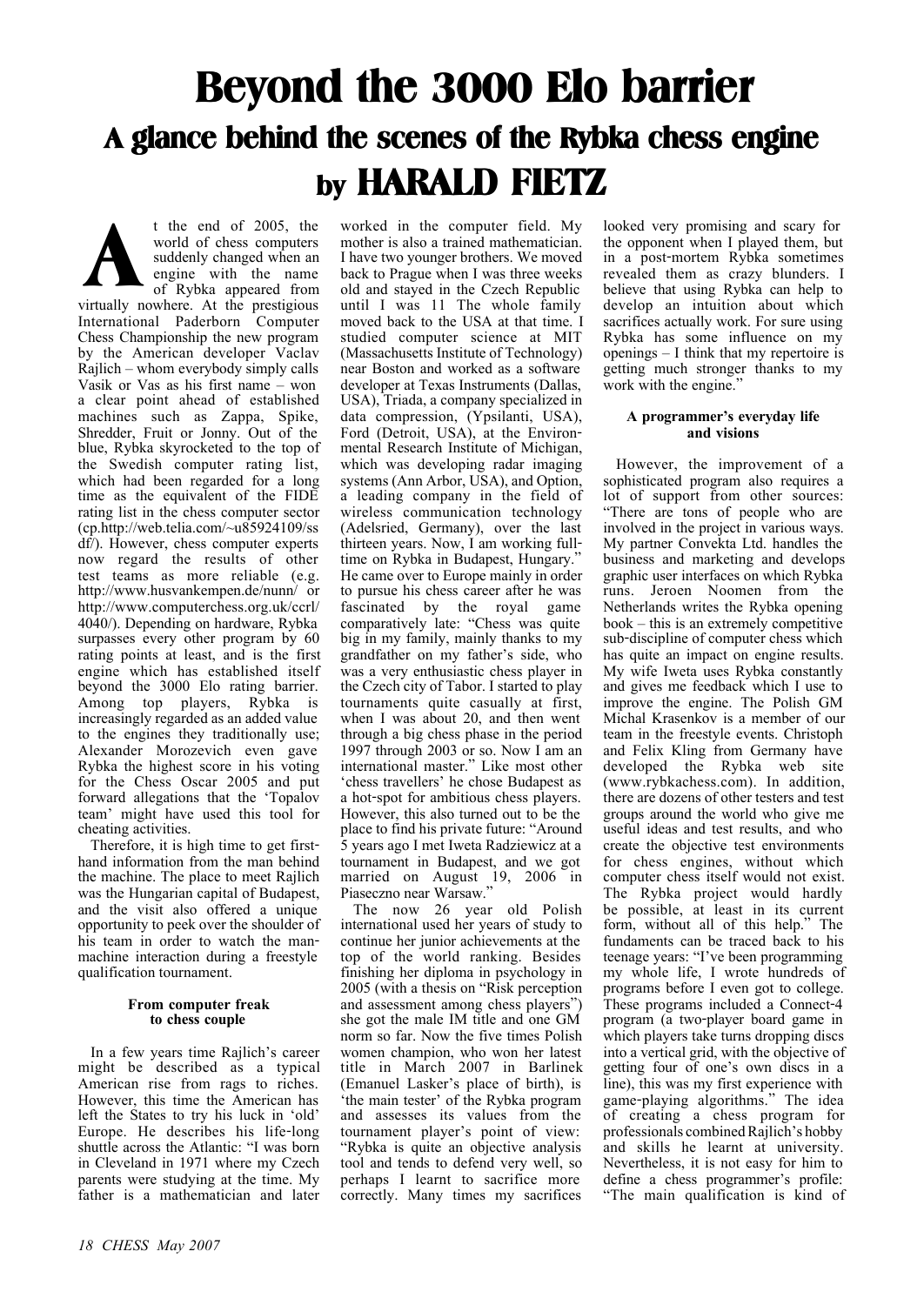# Beyond the 3000 Elo barrier

## A glance behind the scenes of the Rybka chess engine

## by HARALD FIETZ

At the end of 2005, the world of chess computers suddenly changed when an engine with the name of Rybka appeared from virtually nowhere. At the prestigious International Paderborn Computer Chess Championship the new program by the American developer Vaclav Rajlich – whom everybody simply calls Vasik or Vas as his first name – won a clear point ahead of established machines such as Zappa, Spike, Shredder, Fruit or Jonny. Out of the blue, Rybka skyrocketed to the top of the Swedish computer rating list, which had been regarded for a long time as the equivalent of the FIDE rating list in the chess computer sector (cp.http://web.telia.com/~u85924109/ssdf/). However, chess computer experts now regard the results of other test teams as more reliable (e.g. http://www.husvankempen.de/nunn/ or http://www.computerchess.org.uk/ccrl/4040/). Depending on hardware, Rybka surpasses every other program by 60 rating points at least, and is the first engine which has established itself beyond the 3000 Elo rating barrier. Among top players, Rybka is increasingly regarded as an added value to the engines they traditionally use; Alexander Morozevich even gave Rybka the highest score in his voting for the Chess Oscar 2005 and put forward allegations that the 'Topalov team' might have used this tool for cheating activities.

Therefore, it is high time to get first-hand information from the man behind the machine. The place to meet Rajlich was the Hungarian capital of Budapest, and the visit also offered a unique opportunity to peek over the shoulder of his team in order to watch the man-machine interaction during a freestyle qualification tournament.

### From computer freak to chess couple

In a few years time Rajlich's career might be described as a typical American rise from rags to riches. However, this time the American has left the States to try his luck in 'old' Europe. He describes his life-long shuttle across the Atlantic: "I was born in Cleveland in 1971 where my Czech parents were studying at the time. My father is a mathematician and later worked in the computer field. My mother is also a trained mathematician. I have two younger brothers. We moved back to Prague when I was three weeks old and stayed in the Czech Republic until I was 11 The whole family moved back to the USA at that time. I studied computer science at MIT (Massachusetts Institute of Technology) near Boston and worked as a software developer at Texas Instruments (Dallas, USA), Triada, a company specialized in data compression, (Ypsilanti, USA), Ford (Detroit, USA), at the Environmental Research Institute of Michigan, which was developing radar imaging systems (Ann Arbor, USA), and Option, a leading company in the field of wireless communication technology (Adelsried, Germany), over the last thirteen years. Now, I am working full-time on Rybka in Budapest, Hungary." He came over to Europe mainly in order to pursue his chess career after he was fascinated by the royal game comparatively late: "Chess was quite big in my family, mainly thanks to my grandfather on my father's side, who was a very enthusiastic chess player in the Czech city of Tabor. I started to play tournaments quite casually at first, when I was about 20, and then went through a big chess phase in the period 1997 through 2003 or so. Now I am an international master." Like most other 'chess travellers' he chose Budapest as a hot-spot for ambitious chess players. However, this also turned out to be the place to find his private future: "Around 5 years ago I met Iweta Radziewicz at a tournament in Budapest, and we got married on August 19, 2006 in Piaseczno near Warsaw."

The now 26 year old Polish international used her years of study to continue her junior achievements at the top of the world ranking. Besides finishing her diploma in psychology in 2005 (with a thesis on "Risk perception and assessment among chess players") she got the male IM title and one GM norm so far. Now the five times Polish women champion, who won her latest title in March 2007 in Barlinek (Emanuel Lasker's place of birth), is 'the main tester' of the Rybka program and assesses its values from the tournament player's point of view: "Rybka is quite an objective analysis tool and tends to defend very well, so perhaps I learnt to sacrifice more correctly. Many times my sacrifices looked very promising and scary for the opponent when I played them, but in a post-mortem Rybka sometimes revealed them as crazy blunders. I believe that using Rybka can help to develop an intuition about which sacrifices actually work. For sure using Rybka has some influence on my openings – I think that my repertoire is getting much stronger thanks to my work with the engine."

### A programmer's everyday life and visions

However, the improvement of a sophisticated program also requires a lot of support from other sources: "There are tons of people who are involved in the project in various ways. My partner Convekta Ltd. handles the business and marketing and develops graphic user interfaces on which Rybka runs. Jeroen Noomen from the Netherlands writes the Rybka opening book – this is an extremely competitive sub-discipline of computer chess which has quite an impact on engine results. My wife Iweta uses Rybka constantly and gives me feedback which I use to improve the engine. The Polish GM Michal Krasenkov is a member of our team in the freestyle events. Christoph and Felix Kling from Germany have developed the Rybka web site (www.rybkachess.com). In addition, there are dozens of other testers and test groups around the world who give me useful ideas and test results, and who create the objective test environments for chess engines, without which computer chess itself would not exist. The Rybka project would hardly be possible, at least in its current form, without all of this help." The fundaments can be traced back to his teenage years: "I've been programming my whole life, I wrote hundreds of programs before I even got to college. These programs included a Connect-4 program (a two-player board game in which players take turns dropping discs into a vertical grid, with the objective of getting four of one's own discs in a line), this was my first experience with game-playing algorithms." The idea of creating a chess program for professionals combined Rajlich's hobby and skills he learnt at university. Nevertheless, it is not easy for him to define a chess programmer's profile: "The main qualification is kind of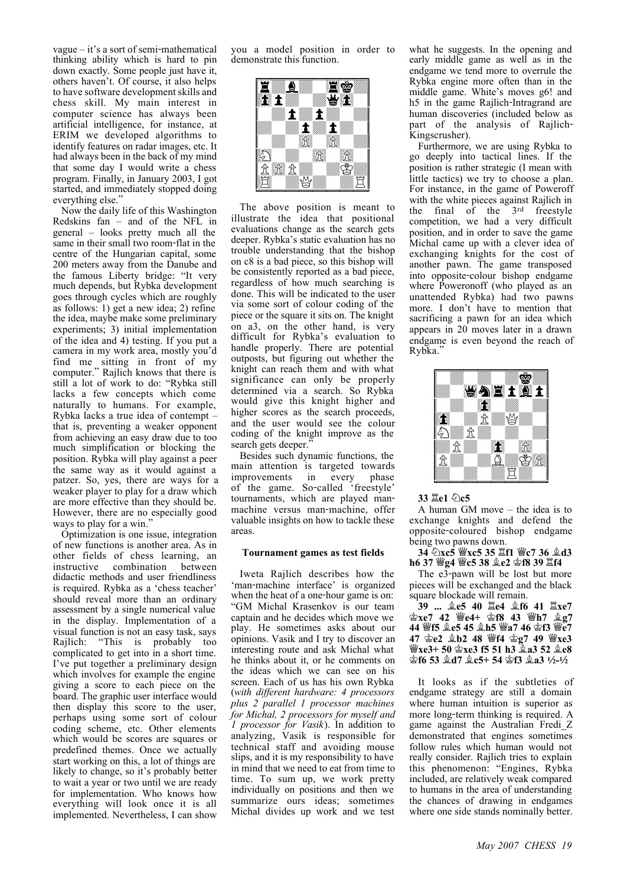vague – it's a sort of semi-mathematical thinking ability which is hard to pin down exactly. Some people just have it, others haven't. Of course, it also helps to have software development skills and chess skill. My main interest in computer science has always been artificial intelligence, for instance, at ERIM we developed algorithms to identify features on radar images, etc. It had always been in the back of my mind that some day I would write a chess program. Finally, in January 2003, I got started, and immediately stopped doing everything else."

Now the daily life of this Washington Redskins fan – and of the NFL in general – looks pretty much all the same in their small two room-flat in the centre of the Hungarian capital, some 200 meters away from the Danube and the famous Liberty bridge: "It very much depends, but Rybka development goes through cycles which are roughly as follows: 1) get a new idea; 2) refine the idea, maybe make some preliminary experiments; 3) initial implementation of the idea and 4) testing. If you put a camera in my work area, mostly you'd find me sitting in front of my computer." Rajlich knows that there is still a lot of work to do: "Rybka still lacks a few concepts which come naturally to humans. For example, Rybka lacks a true idea of contempt – that is, preventing a weaker opponent from achieving an easy draw due to too much simplification or blocking the position. Rybka will play against a peer the same way as it would against a patzer. So, yes, there are ways for a weaker player to play for a draw which are more effective than they should be. However, there are no especially good ways to play for a win."

Optimization is one issue, integration of new functions is another area. As in other fields of chess learning, an instructive combination between didactic methods and user friendliness is required. Rybka as a 'chess teacher' should reveal more than an ordinary assessment by a single numerical value in the display. Implementation of a visual function is not an easy task, says Rajlich: "This is probably too complicated to get into in a short time. I've put together a preliminary design which involves for example the engine giving a score to each piece on the board. The graphic user interface would then display this score to the user, perhaps using some sort of colour coding scheme, etc. Other elements which would be scores are squares or predefined themes. Once we actually start working on this, a lot of things are likely to change, so it's probably better to wait a year or two until we are ready for implementation. Who knows how everything will look once it is all implemented. Nevertheless, I can show you a model position in order to demonstrate this function.

The above position is meant to illustrate the idea that positional evaluations change as the search gets deeper. Rybka's static evaluation has no trouble understanding that the bishop on c8 is a bad piece, so this bishop will be consistently reported as a bad piece, regardless of how much searching is done. This will be indicated to the user via some sort of colour coding of the piece or the square it sits on. The knight on a3, on the other hand, is very difficult for Rybka's evaluation to handle properly. There are potential outposts, but figuring out whether the knight can reach them and with what significance can only be properly determined via a search. So Rybka would give this knight higher and higher scores as the search proceeds, and the user would see the colour coding of the knight improve as the search gets deeper."

Besides such dynamic functions, the main attention is targeted towards improvements in every phase of the game. So-called 'freestyle' tournaments, which are played man-machine versus man-machine, offer valuable insights on how to tackle these areas.

### Tournament games as test fields

Iweta Rajlich describes how the 'man-machine interface' is organized when the heat of a one-hour game is on: "GM Michal Krasenkov is our team captain and he decides which move we play. He sometimes asks about our opinions. Vasik and I try to discover an interesting route and ask Michal what he thinks about it, or he comments on the ideas which we can see on his screen. Each of us has his own Rybka (*with different hardware: 4 processors plus 2 parallel 1 processor machines for Michal, 2 processors for myself and 1 processor for Vasik*). In addition to analyzing, Vasik is responsible for technical staff and avoiding mouse slips, and it is my responsibility to have in mind that we need to eat from time to time. To sum up, we work pretty individually on positions and then we summarize ours ideas; sometimes Michal divides up work and we test what he suggests. In the opening and early middle game as well as in the endgame we tend more to overrule the Rybka engine more often than in the middle game. White's moves g6! and h5 in the game Rajlich-Intragrand are human discoveries (included below as part of the analysis of Rajlich-Kingscrusher).

Furthermore, we are using Rybka to go deeply into tactical lines. If the position is rather strategic (I mean with little tactics) we try to choose a plan. For instance, in the game of Poweroff with the white pieces against Rajlich in the final of the 3rd freestyle competition, we had a very difficult position, and in order to save the game Michal came up with a clever idea of exchanging knights for the cost of another pawn. The game transposed into opposite-colour bishop endgame where Poweronoff (who played as an unattended Rybka) had two pawns more. I don't have to mention that sacrificing a pawn for an idea which appears in 20 moves later in a drawn endgame is even beyond the reach of Rybka."

**33 ♖e1 ♘c5**

A human GM move – the idea is to exchange knights and defend the opposite-coloured bishop endgame being two pawns down.

**34 ♘xc5 ♕xc5 35 ♖f1 ♕c7 36 ♗d3 h6 37 ♕g4 ♕c5 38 ♗e2 ♔f8 39 ♖f4**

The e3-pawn will be lost but more pieces will be exchanged and the black square blockade will remain.

**39 ... ♗e5 40 ♖e4 ♗f6 41 ♖xe7 ♔xe7 42 ♕e4+ ♔f8 43 ♕h7 ♗g7 44 ♕f5 ♗e5 45 ♗h5 ♕a7 46 ♔f3 ♕e7 47 ♔e2 ♗b2 48 ♕f4 ♔g7 49 ♕xe3 ♕xe3+ 50 ♔xe3 f5 51 h3 ♗a3 52 ♗e8 ♔f6 53 ♗d7 ♗c5+ 54 ♔f3 ♗a3 ½-½**

It looks as if the subtleties of endgame strategy are still a domain where human intuition is superior as more long-term thinking is required. A game against the Australian Fredi_Z demonstrated that engines sometimes follow rules which human would not really consider. Rajlich tries to explain this phenomenon: "Engines, Rybka included, are relatively weak compared to humans in the area of understanding the chances of drawing in endgames where one side stands nominally better.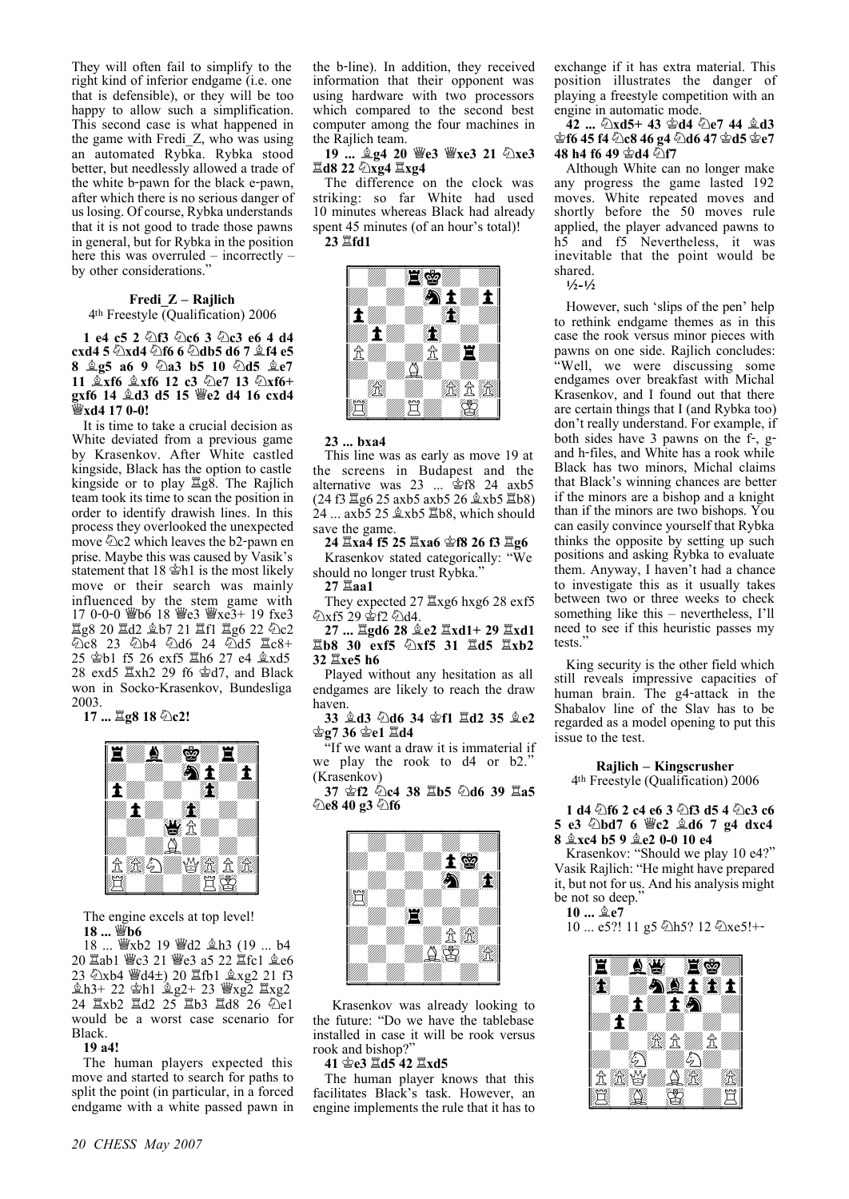They will often fail to simplify to the right kind of inferior endgame (i.e. one that is defensible), or they will be too happy to allow such a simplification. This second case is what happened in the game with Fredi_Z, who was using an automated Rybka. Rybka stood better, but needlessly allowed a trade of the white b-pawn for the black e-pawn, after which there is no serious danger of us losing. Of course, Rybka understands that it is not good to trade those pawns in general, but for Rybka in the position here this was overruled – incorrectly – by other considerations."

### Fredi_Z – Rajlich

4th Freestyle (Qualification) 2006

**1 e4 c5 2 ♘f3 ♘c6 3 ♘c3 e6 4 d4 cxd4 5 ♘xd4 ♘f6 6 ♘db5 d6 7 ♗f4 e5 8 ♗g5 a6 9 ♘a3 b5 10 ♘d5 ♗e7 11 ♗xf6 ♗xf6 12 c3 ♘e7 13 ♘xf6+ gxf6 14 ♗d3 d5 15 ♕e2 d4 16 cxd4 ♕xd4 17 0-0!**

It is time to take a crucial decision as White deviated from a previous game by Krasenkov. After White castled kingside, Black has the option to castle kingside or to play ♖g8. The Rajlich team took its time to scan the position in order to identify drawish lines. In this process they overlooked the unexpected move ♘c2 which leaves the b2-pawn en prise. Maybe this was caused by Vasik's statement that 18 ♔h1 is the most likely move or their search was mainly influenced by the stem game with 17 0-0-0 ♕b6 18 ♕e3 ♕xe3+ 19 fxe3 ♖g8 20 ♖d2 ♗b7 21 ♖f1 ♖g6 22 ♘c2 ♘c8 23 ♘b4 ♘d6 24 ♘d5 ♖c8+ 25 ♔b1 f5 26 exf5 ♖h6 27 e4 ♗xd5 28 exd5 ♖xh2 29 f6 ♔d7, and Black won in Socko-Krasenkov, Bundesliga 2003.

**17 ... ♖g8 18 ♘c2!**

The engine excels at top level!

**18 ... ♕b6**

18 ... ♕xb2 19 ♕d2 ♗h3 (19 ... b4 20 ♖ab1 ♕c3 21 ♕e3 a5 22 ♖fc1 ♗e6 23 ♘xb4 ♕d4±) 20 ♖fb1 ♗xg2 21 f3 ♗h3+ 22 ♔h1 ♗g2+ 23 ♕xg2 ♖xg2 24 ♖xb2 ♖d2 25 ♖b3 ♖d8 26 ♘e1 would be a worst case scenario for Black.

**19 a4!**

The human players expected this move and started to search for paths to split the point (in particular, in a forced endgame with a white passed pawn in the b-line). In addition, they received information that their opponent was using hardware with two processors which compared to the second best computer among the four machines in the Rajlich team.

**19 ... ♗g4 20 ♕e3 ♕xe3 21 ♘xe3 ♖d8 22 ♘xg4 ♖xg4**

The difference on the clock was striking: so far White had used 10 minutes whereas Black had already spent 45 minutes (of an hour's total)!

**23 ♖fd1**

**23 ... bxa4**

This line was as early as move 19 at the screens in Budapest and the alternative was 23 ... ♔f8 24 axb5 (24 f3 ♖g6 25 axb5 axb5 26 ♗xb5 ♖b8) 24 ... axb5 25 ♗xb5 ♖b8, which should save the game.

**24 ♖xa4 f5 25 ♖xa6 ♔f8 26 f3 ♖g6**

Krasenkov stated categorically: "We should no longer trust Rybka."

**27 ♖aa1**

They expected 27 ♖xg6 hxg6 28 exf5 ♘xf5 29 ♔f2 ♘d4.

**27 ... ♖gd6 28 ♗e2 ♖xd1+ 29 ♖xd1 ♖b8 30 exf5 ♘xf5 31 ♖d5 ♖xb2 32 ♖xe5 h6**

Played without any hesitation as all endgames are likely to reach the draw haven.

**33 ♗d3 ♘d6 34 ♔f1 ♖d2 35 ♗e2 ♔g7 36 ♔e1 ♖d4**

"If we want a draw it is immaterial if we play the rook to d4 or b2." (Krasenkov)

**37 ♔f2 ♘c4 38 ♖b5 ♘d6 39 ♖a5 ♘e8 40 g3 ♘f6**

Krasenkov was already looking to the future: "Do we have the tablebase installed in case it will be rook versus rook and bishop?"

**41 ♔e3 ♖d5 42 ♖xd5**

The human player knows that this facilitates Black's task. However, an engine implements the rule that it has to exchange if it has extra material. This position illustrates the danger of playing a freestyle competition with an engine in automatic mode.

**42 ... ♘xd5+ 43 ♔d4 ♘e7 44 ♗d3 ♔f6 45 f4 ♘c8 46 g4 ♘d6 47 ♔d5 ♔e7 48 h4 f6 49 ♔d4 ♘f7**

Although White can no longer make any progress the game lasted 192 moves. White repeated moves and shortly before the 50 moves rule applied, the player advanced pawns to h5 and f5 Nevertheless, it was inevitable that the point would be shared.

**½-½**

However, such 'slips of the pen' help to rethink endgame themes as in this case the rook versus minor pieces with pawns on one side. Rajlich concludes: "Well, we were discussing some endgames over breakfast with Michal Krasenkov, and I found out that there are certain things that I (and Rybka too) don't really understand. For example, if both sides have 3 pawns on the f-, g- and h-files, and White has a rook while Black has two minors, Michal claims that Black's winning chances are better if the minors are a bishop and a knight than if the minors are two bishops. You can easily convince yourself that Rybka thinks the opposite by setting up such positions and asking Rybka to evaluate them. Anyway, I haven't had a chance to investigate this as it usually takes between two or three weeks to check something like this – nevertheless, I'll need to see if this heuristic passes my tests."

King security is the other field which still reveals impressive capacities of human brain. The g4-attack in the Shabalov line of the Slav has to be regarded as a model opening to put this issue to the test.

### Rajlich – Kingscrusher

4th Freestyle (Qualification) 2006

**1 d4 ♘f6 2 c4 e6 3 ♘f3 d5 4 ♘c3 c6 5 e3 ♘bd7 6 ♕c2 ♗d6 7 g4 dxc4 8 ♗xc4 b5 9 ♗e2 0-0 10 e4**

Krasenkov: "Should we play 10 e4?" Vasik Rajlich: "He might have prepared it, but not for us. And his analysis might be not so deep."

**10 ... ♗e7**

10 ... e5?! 11 g5 ♘h5? 12 ♘xe5!+-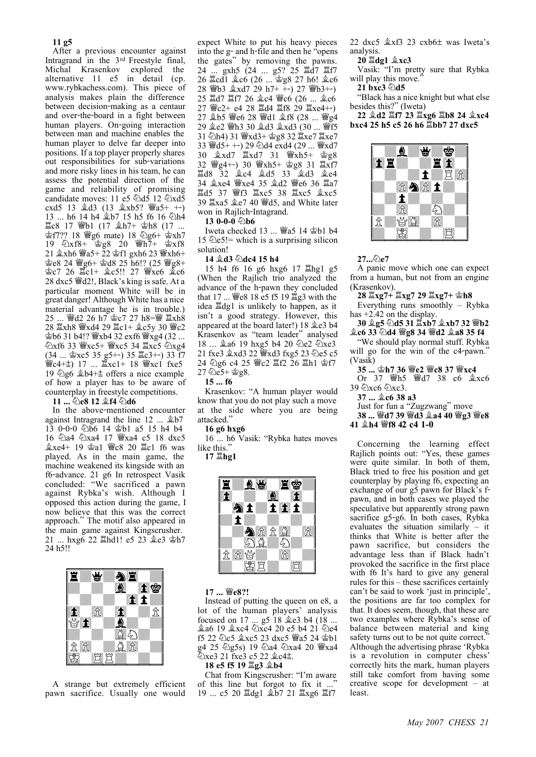**11 g5**

After a previous encounter against Intragrand in the 3rd Freestyle final, Michal Krasenkov explored the alternative 11 e5 in detail (cp. www.rybkachess.com). This piece of analysis makes plain the difference between decision-making as a centaur and over-the-board in a fight between human players. On-going interaction between man and machine enables the human player to delve far deeper into positions. If a top player properly shares out responsibilities for sub-variations and more risky lines in his team, he can assess the potential direction of the game and reliability of promising candidate moves: 11 e5 ♘d5 12 ♘xd5 cxd5 13 ♗d3 (13 ♗xb5? ♕a5+ +-) 13 ... h6 14 h4 ♗b7 15 h5 f6 16 ♘h4 ♖c8 17 ♕b1 (17 ♗h7+ ♔h8 (17 ... ♔f7?? 18 ♕g6 mate) 18 ♘g6+ ♔xh7 19 ♘xf8+ ♔g8 20 ♕h7+ ♔xf8 21 ♗xh6 ♕a5+ 22 ♔f1 gxh6 23 ♕xh6+ ♔e8 24 ♕g6+ ♔d8 25 h6!? (25 ♕g8+ ♔c7 26 ♖c1+ ♗c5!! 27 ♕xe6 ♗c6 28 dxc5 ♕d2!, Black's king is safe. At a particular moment White will be in great danger! Although White has a nice material advantage he is in trouble.) 25 ... ♕d2 26 h7 ♔c7 27 h8=♕ ♖xh8 28 ♖xh8 ♕xd4 29 ♖c1+ ♗c5y 30 ♕c2 ♔b6 31 b4!? ♕xb4 32 exf6 ♕xg4 (32 ... ♘xf6 33 ♕xc5+ ♕xc5 34 ♖xc5 ♘xg4 (34 ... ♔xc5 35 g5+-) 35 ♖c3+-) 33 f7 ♕c4+±) 17 ... ♖xc1+ 18 ♕xc1 fxe5 19 ♘g6 ♗b4+± offers a nice example of how a player has to be aware of counterplay in freestyle competitions.

**11 ... ♘e8 12 ♗f4 ♘d6**

In the above-mentioned encounter against Intragrand the line 12 ... ♗b7 13 0-0-0 ♘b6 14 ♔b1 a5 15 h4 b4 16 ♘a4 ♘xa4 17 ♕xa4 c5 18 dxc5 ♗xe4+ 19 ♔a1 ♕c8 20 ♖c1 f6 was played. As in the main game, the machine weakened its kingside with an f6-advance. 21 g6 In retrospect Vasik concluded: "We sacrificed a pawn against Rybka's wish. Although I opposed this action during the game, I now believe that this was the correct approach." The motif also appeared in the main game against Kingscrusher. 21 ... hxg6 22 ♖hd1! e5 23 ♗e3 ♔h7 24 h5!!

A strange but extremely efficient pawn sacrifice. Usually one would expect White to put his heavy pieces into the g- and h-file and then he "opens the gates" by removing the pawns. 24 ... gxh5 (24 ... g5? 25 ♖d7 ♖f7 26 ♖cd1 ♗c6 (26 ... ♔g8 27 h6! ♗c6 28 ♕b3 ♗xd7 29 h7+ +-) 27 ♕b3+-) 25 ♖d7 ♖f7 26 ♗c4 ♕c6 (26 ... ♗c6 27 ♕c2+ e4 28 ♖d4 ♖f8 29 ♖xe4+-) 27 ♗b5 ♕e6 28 ♕d1 ♗f8 (28 ... ♕g4 29 ♗e2 ♕h3 30 ♗d3 ♗xd3 (30 ... ♕f5 31 ♘h4) 31 ♕xd3+ ♔g8 32 ♖xe7 ♖xe7 33 ♕d5+ +-) 29 ♘d4 exd4 (29 ... ♕xd7 30 ♗xd7 ♖xd7 31 ♕xh5+ ♔g8 32 ♕g4+-) 30 ♕xh5+ ♔g8 31 ♖xf7 ♖d8 32 ♗c4 ♗d5 33 ♗d3 ♗e4 34 ♗xe4 ♕xe4 35 ♗d2 ♕e6 36 ♖a7 ♖d5 37 ♕f3 ♖xc5 38 ♖xc5 ♗xc5 39 ♖xa5 ♗e7 40 ♕d5, and White later won in Rajlich-Intagrand.

**13 0-0-0 ♘b6**

Iweta checked 13 ... ♕a5 14 ♔b1 b4 15 ♘e5!= which is a surprising silicon solution!

**14 ♗d3 ♘dc4 15 h4**

15 h4 f6 16 g6 hxg6 17 ♖hg1 g5 (When the Rajlich trio analyzed the advance of the h-pawn they concluded that 17 ... ♕e8 18 e5 f5 19 ♖g3 with the idea ♖dg1 is unlikely to happen, as it isn't a good strategy. However, this appeared at the board later!) 18 ♗e3 b4 Krasenkov as "team leader" analysed 18 ... ♗a6 19 hxg5 b4 20 ♘e2 ♘xe3 21 fxe3 ♗xd3 22 ♕xd3 fxg5 23 ♘e5 c5 24 ♘g6 c4 25 ♕c2 ♖f2 26 ♖h1 ♔f7 27 ♘e5+ ♔g8.

**15 ... f6**

Krasenkov: "A human player would know that you do not play such a move at the side where you are being attacked."

**16 g6 hxg6**

16 ... h6 Vasik: "Rybka hates moves like this."

**17 ♖hg1**

**17 ... ♕e8?!**

Instead of putting the queen on e8, a lot of the human players' analysis focused on 17 ... g5 18 ♗e3 b4 (18 ... ♗a6 19 ♗xc4 ♘xc4 20 e5 b4 21 ♘e4 f5 22 ♘c5 ♗xc5 23 dxc5 ♕a5 24 ♔b1 g4 25 ♘g5s) 19 ♘a4 ♘xa4 20 ♕xa4 ♘xe3 21 fxe3 c5 22 ♗c4±.

**18 e5 f5 19 ♖g3 ♗b4**

Chat from Kingscrusher: "I'm aware of this line but forgot to fix it ..." 19 ... c5 20 ♖dg1 ♗b7 21 ♖xg6 ♖f7 22 dxc5 ♗xf3 23 cxb6± was Iweta's analysis.

**20 ♖dg1 ♗xc3**

Vasik: "I'm pretty sure that Rybka will play this move."

**21 bxc3 ♘d5**

"Black has a nice knight but what else besides this?" (Iweta)

**22 ♗d2 ♖f7 23 ♖xg6 ♖b8 24 ♗xc4 bxc4 25 h5 c5 26 h6 ♖bb7 27 dxc5**

**27...♘e7**

A panic move which one can expect from a human, but not from an engine (Krasenkov).

**28 ♖xg7+ ♖xg7 29 ♖xg7+ ♔h8**

Everything runs smoothly – Rybka has +2.42 on the display.

**30 ♗g5 ♘d5 31 ♖xb7 ♗xb7 32 ♕b2 ♗c6 33 ♘d4 ♕g8 34 ♕d2 ♗a8 35 f4**

"We should play normal stuff. Rybka will go for the win of the c4-pawn." (Vasik)

**35 ... ♔h7 36 ♕e2 ♕c8 37 ♕xc4**

Or 37 ♕h5 ♕d7 38 c6 ♗xc6 39 ♘xc6 ♘xc3.

**37 ... ♗c6 38 a3**

Just for fun a "Zugzwang" move

**38 ... ♕d7 39 ♕d3 ♗a4 40 ♕g3 ♕e8 41 ♗h4 ♕f8 42 c4 1-0**

Concerning the learning effect Rajlich points out: "Yes, these games were quite similar. In both of them, Black tried to free his position and get counterplay by playing f6, expecting an exchange of our g5 pawn for Black's f-pawn, and in both cases we played the speculative but apparently strong pawn sacrifice g5-g6. In both cases, Rybka evaluates the situation similarly – it thinks that White is better after the pawn sacrifice, but considers the advantage less than if Black hadn't provoked the sacrifice in the first place with f6 It's hard to give any general rules for this – these sacrifices certainly can't be said to work 'just in principle', the positions are far too complex for that. It does seem, though, that these are two examples where Rybka's sense of balance between material and king safety turns out to be not quite correct." Although the advertising phrase 'Rybka is a revolution in computer chess' correctly hits the mark, human players still take comfort from having some creative scope for development – at least.